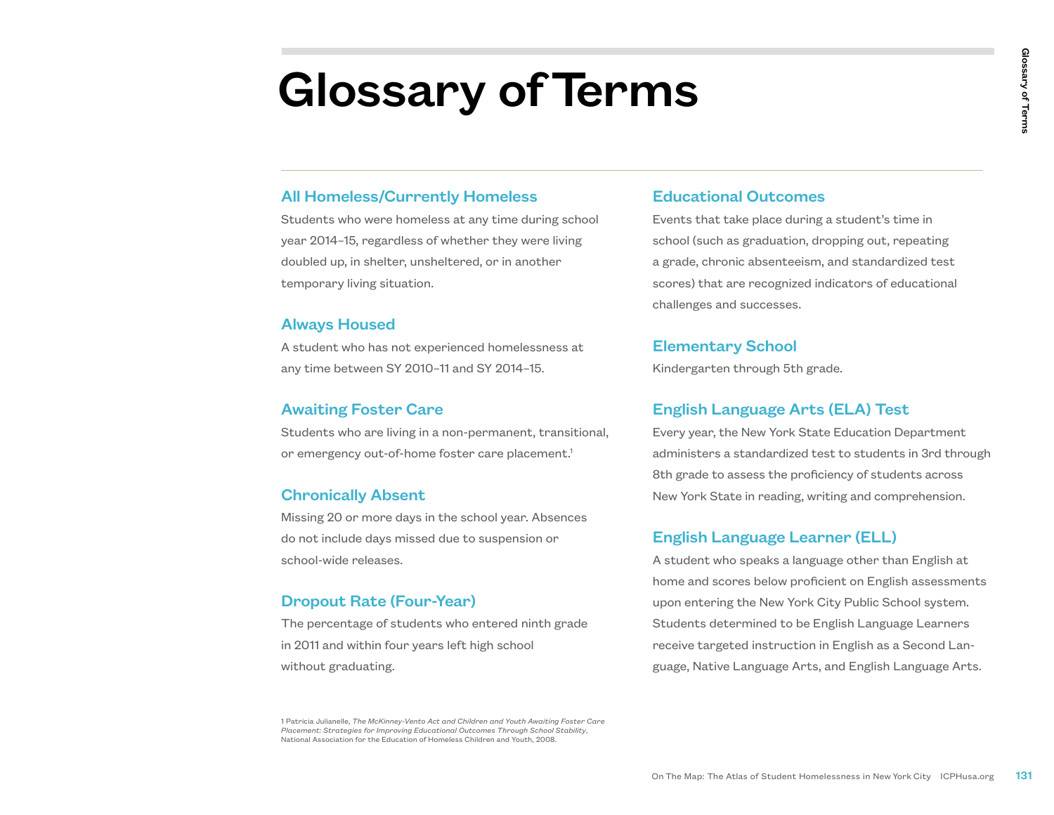# Glossary of Terms

### All Homeless/Currently Homeless

Students who were homeless at any time during school year 2014–15, regardless of whether they were living doubled up, in shelter, unsheltered, or in another temporary living situation.

### Always Housed

A student who has not experienced homelessness at any time between SY 2010–11 and SY 2014–15.

### Awaiting Foster Care

Students who are living in a non-permanent, transitional, or emergency out-of-home foster care placement.[1]

### Chronically Absent

Missing 20 or more days in the school year. Absences do not include days missed due to suspension or school-wide releases.

### Dropout Rate (Four-Year)

The percentage of students who entered ninth grade in 2011 and within four years left high school without graduating.

### Educational Outcomes

Events that take place during a student's time in school (such as graduation, dropping out, repeating a grade, chronic absenteeism, and standardized test scores) that are recognized indicators of educational challenges and successes.

### Elementary School

Kindergarten through 5th grade.

### English Language Arts (ELA) Test

Every year, the New York State Education Department administers a standardized test to students in 3rd through 8th grade to assess the proficiency of students across New York State in reading, writing and comprehension.

### English Language Learner (ELL)

A student who speaks a language other than English at home and scores below proficient on English assessments upon entering the New York City Public School system. Students determined to be English Language Learners receive targeted instruction in English as a Second Language, Native Language Arts, and English Language Arts.

---

1 Patricia Julianelle, *The McKinney-Vento Act and Children and Youth Awaiting Foster Care Placement: Strategies for Improving Educational Outcomes Through School Stability*, National Association for the Education of Homeless Children and Youth, 2008.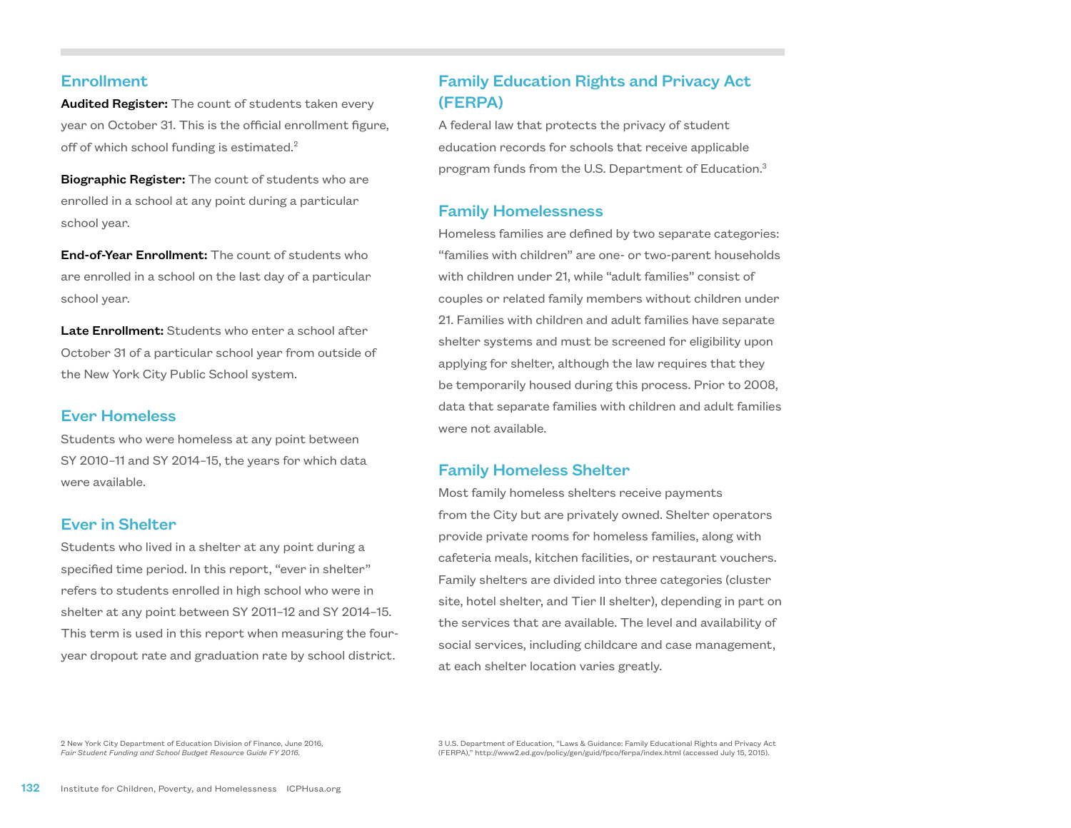## Enrollment

**Audited Register:** The count of students taken every year on October 31. This is the official enrollment figure, off of which school funding is estimated.[2]

**Biographic Register:** The count of students who are enrolled in a school at any point during a particular school year.

**End-of-Year Enrollment:** The count of students who are enrolled in a school on the last day of a particular school year.

**Late Enrollment:** Students who enter a school after October 31 of a particular school year from outside of the New York City Public School system.

## Ever Homeless

Students who were homeless at any point between SY 2010–11 and SY 2014–15, the years for which data were available.

## Ever in Shelter

Students who lived in a shelter at any point during a specified time period. In this report, "ever in shelter" refers to students enrolled in high school who were in shelter at any point between SY 2011–12 and SY 2014–15. This term is used in this report when measuring the four-year dropout rate and graduation rate by school district.

## Family Education Rights and Privacy Act (FERPA)

A federal law that protects the privacy of student education records for schools that receive applicable program funds from the U.S. Department of Education.[3]

## Family Homelessness

Homeless families are defined by two separate categories: "families with children" are one- or two-parent households with children under 21, while "adult families" consist of couples or related family members without children under 21. Families with children and adult families have separate shelter systems and must be screened for eligibility upon applying for shelter, although the law requires that they be temporarily housed during this process. Prior to 2008, data that separate families with children and adult families were not available.

## Family Homeless Shelter

Most family homeless shelters receive payments from the City but are privately owned. Shelter operators provide private rooms for homeless families, along with cafeteria meals, kitchen facilities, or restaurant vouchers. Family shelters are divided into three categories (cluster site, hotel shelter, and Tier II shelter), depending in part on the services that are available. The level and availability of social services, including childcare and case management, at each shelter location varies greatly.

2 New York City Department of Education Division of Finance, June 2016, *Fair Student Funding and School Budget Resource Guide FY 2016.*

3 U.S. Department of Education, "Laws & Guidance: Family Educational Rights and Privacy Act (FERPA)," http://www2.ed.gov/policy/gen/guid/fpco/ferpa/index.html (accessed July 15, 2015).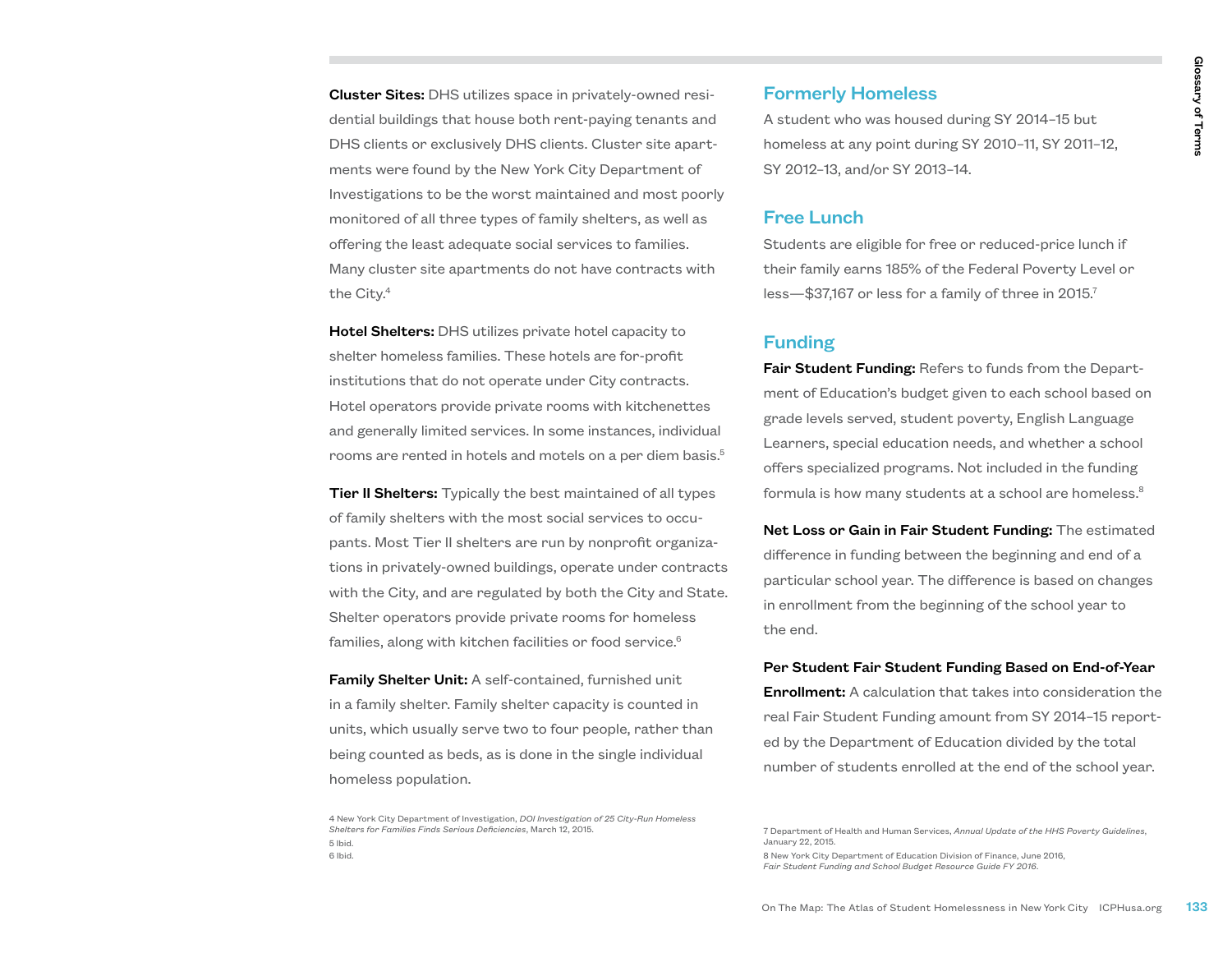**Cluster Sites:** DHS utilizes space in privately-owned residential buildings that house both rent-paying tenants and DHS clients or exclusively DHS clients. Cluster site apartments were found by the New York City Department of Investigations to be the worst maintained and most poorly monitored of all three types of family shelters, as well as offering the least adequate social services to families. Many cluster site apartments do not have contracts with the City.[4]

**Hotel Shelters:** DHS utilizes private hotel capacity to shelter homeless families. These hotels are for-profit institutions that do not operate under City contracts. Hotel operators provide private rooms with kitchenettes and generally limited services. In some instances, individual rooms are rented in hotels and motels on a per diem basis.[5]

**Tier II Shelters:** Typically the best maintained of all types of family shelters with the most social services to occupants. Most Tier II shelters are run by nonprofit organizations in privately-owned buildings, operate under contracts with the City, and are regulated by both the City and State. Shelter operators provide private rooms for homeless families, along with kitchen facilities or food service.[6]

**Family Shelter Unit:** A self-contained, furnished unit in a family shelter. Family shelter capacity is counted in units, which usually serve two to four people, rather than being counted as beds, as is done in the single individual homeless population.

4 New York City Department of Investigation, *DOI Investigation of 25 City-Run Homeless Shelters for Families Finds Serious Deficiencies*, March 12, 2015.
5 Ibid.
6 Ibid.

## Formerly Homeless

A student who was housed during SY 2014–15 but homeless at any point during SY 2010–11, SY 2011–12, SY 2012–13, and/or SY 2013–14.

## Free Lunch

Students are eligible for free or reduced-price lunch if their family earns 185% of the Federal Poverty Level or less—$37,167 or less for a family of three in 2015.[7]

## Funding

**Fair Student Funding:** Refers to funds from the Department of Education's budget given to each school based on grade levels served, student poverty, English Language Learners, special education needs, and whether a school offers specialized programs. Not included in the funding formula is how many students at a school are homeless.[8]

**Net Loss or Gain in Fair Student Funding:** The estimated difference in funding between the beginning and end of a particular school year. The difference is based on changes in enrollment from the beginning of the school year to the end.

**Per Student Fair Student Funding Based on End-of-Year Enrollment:** A calculation that takes into consideration the real Fair Student Funding amount from SY 2014–15 reported by the Department of Education divided by the total number of students enrolled at the end of the school year.

7 Department of Health and Human Services, *Annual Update of the HHS Poverty Guidelines*, January 22, 2015.
8 New York City Department of Education Division of Finance, June 2016, *Fair Student Funding and School Budget Resource Guide FY 2016*.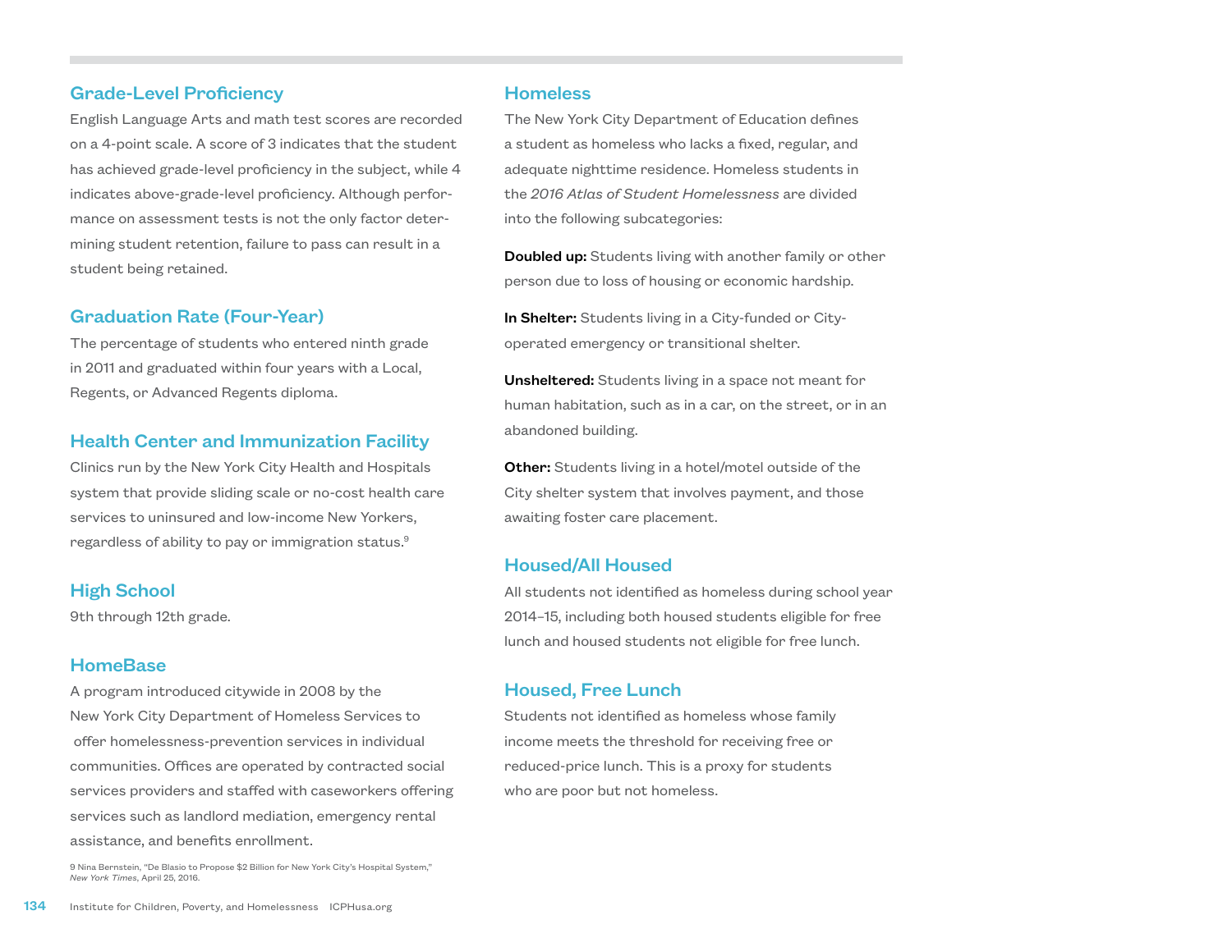## Grade-Level Proficiency

English Language Arts and math test scores are recorded on a 4-point scale. A score of 3 indicates that the student has achieved grade-level proficiency in the subject, while 4 indicates above-grade-level proficiency. Although performance on assessment tests is not the only factor determining student retention, failure to pass can result in a student being retained.

## Graduation Rate (Four-Year)

The percentage of students who entered ninth grade in 2011 and graduated within four years with a Local, Regents, or Advanced Regents diploma.

## Health Center and Immunization Facility

Clinics run by the New York City Health and Hospitals system that provide sliding scale or no-cost health care services to uninsured and low-income New Yorkers, regardless of ability to pay or immigration status.[9]

## High School

9th through 12th grade.

## HomeBase

A program introduced citywide in 2008 by the New York City Department of Homeless Services to offer homelessness-prevention services in individual communities. Offices are operated by contracted social services providers and staffed with caseworkers offering services such as landlord mediation, emergency rental assistance, and benefits enrollment.

9 Nina Bernstein, "De Blasio to Propose $2 Billion for New York City's Hospital System," *New York Times*, April 25, 2016.

## Homeless

The New York City Department of Education defines a student as homeless who lacks a fixed, regular, and adequate nighttime residence. Homeless students in the *2016 Atlas of Student Homelessness* are divided into the following subcategories:

**Doubled up:** Students living with another family or other person due to loss of housing or economic hardship.

**In Shelter:** Students living in a City-funded or City-operated emergency or transitional shelter.

**Unsheltered:** Students living in a space not meant for human habitation, such as in a car, on the street, or in an abandoned building.

**Other:** Students living in a hotel/motel outside of the City shelter system that involves payment, and those awaiting foster care placement.

## Housed/All Housed

All students not identified as homeless during school year 2014–15, including both housed students eligible for free lunch and housed students not eligible for free lunch.

## Housed, Free Lunch

Students not identified as homeless whose family income meets the threshold for receiving free or reduced-price lunch. This is a proxy for students who are poor but not homeless.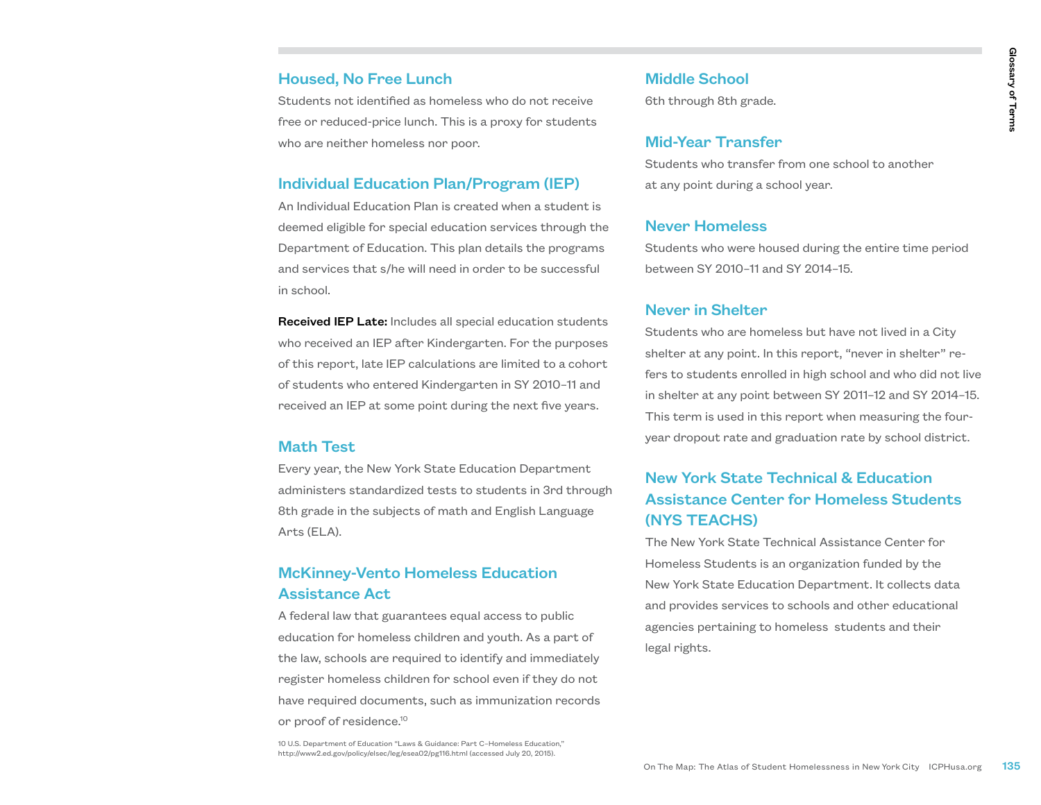## Housed, No Free Lunch

Students not identified as homeless who do not receive free or reduced-price lunch. This is a proxy for students who are neither homeless nor poor.

## Individual Education Plan/Program (IEP)

An Individual Education Plan is created when a student is deemed eligible for special education services through the Department of Education. This plan details the programs and services that s/he will need in order to be successful in school.

**Received IEP Late:** Includes all special education students who received an IEP after Kindergarten. For the purposes of this report, late IEP calculations are limited to a cohort of students who entered Kindergarten in SY 2010–11 and received an IEP at some point during the next five years.

## Math Test

Every year, the New York State Education Department administers standardized tests to students in 3rd through 8th grade in the subjects of math and English Language Arts (ELA).

## McKinney-Vento Homeless Education Assistance Act

A federal law that guarantees equal access to public education for homeless children and youth. As a part of the law, schools are required to identify and immediately register homeless children for school even if they do not have required documents, such as immunization records or proof of residence.[10]

10 U.S. Department of Education "Laws & Guidance: Part C–Homeless Education," http://www2.ed.gov/policy/elsec/leg/esea02/pg116.html (accessed July 20, 2015).

## Middle School

6th through 8th grade.

## Mid-Year Transfer

Students who transfer from one school to another at any point during a school year.

## Never Homeless

Students who were housed during the entire time period between SY 2010–11 and SY 2014–15.

## Never in Shelter

Students who are homeless but have not lived in a City shelter at any point. In this report, "never in shelter" refers to students enrolled in high school and who did not live in shelter at any point between SY 2011–12 and SY 2014–15. This term is used in this report when measuring the four-year dropout rate and graduation rate by school district.

## New York State Technical & Education Assistance Center for Homeless Students (NYS TEACHS)

The New York State Technical Assistance Center for Homeless Students is an organization funded by the New York State Education Department. It collects data and provides services to schools and other educational agencies pertaining to homeless students and their legal rights.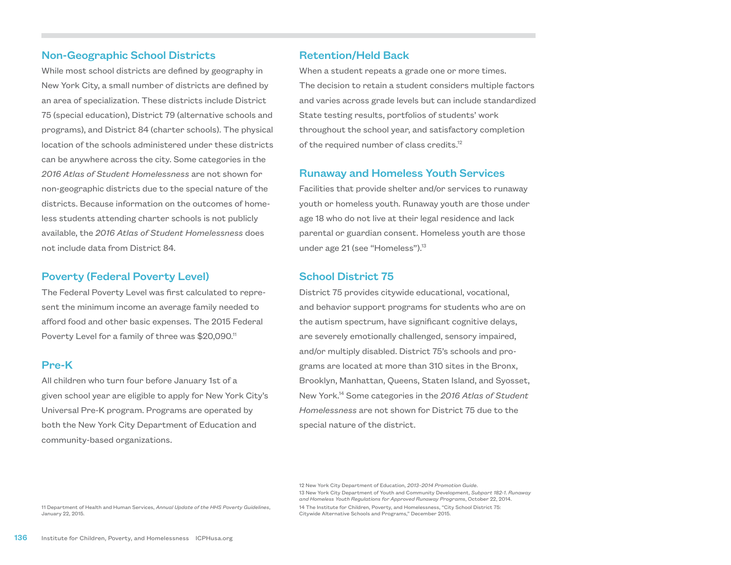## Non-Geographic School Districts

While most school districts are defined by geography in New York City, a small number of districts are defined by an area of specialization. These districts include District 75 (special education), District 79 (alternative schools and programs), and District 84 (charter schools). The physical location of the schools administered under these districts can be anywhere across the city. Some categories in the *2016 Atlas of Student Homelessness* are not shown for non-geographic districts due to the special nature of the districts. Because information on the outcomes of homeless students attending charter schools is not publicly available, the *2016 Atlas of Student Homelessness* does not include data from District 84.

## Poverty (Federal Poverty Level)

The Federal Poverty Level was first calculated to represent the minimum income an average family needed to afford food and other basic expenses. The 2015 Federal Poverty Level for a family of three was $20,090.[11]

## Pre-K

All children who turn four before January 1st of a given school year are eligible to apply for New York City's Universal Pre-K program. Programs are operated by both the New York City Department of Education and community-based organizations.

## Retention/Held Back

When a student repeats a grade one or more times. The decision to retain a student considers multiple factors and varies across grade levels but can include standardized State testing results, portfolios of students' work throughout the school year, and satisfactory completion of the required number of class credits.[12]

## Runaway and Homeless Youth Services

Facilities that provide shelter and/or services to runaway youth or homeless youth. Runaway youth are those under age 18 who do not live at their legal residence and lack parental or guardian consent. Homeless youth are those under age 21 (see "Homeless").[13]

## School District 75

District 75 provides citywide educational, vocational, and behavior support programs for students who are on the autism spectrum, have significant cognitive delays, are severely emotionally challenged, sensory impaired, and/or multiply disabled. District 75's schools and programs are located at more than 310 sites in the Bronx, Brooklyn, Manhattan, Queens, Staten Island, and Syosset, New York.[14] Some categories in the *2016 Atlas of Student Homelessness* are not shown for District 75 due to the special nature of the district.

---

11 Department of Health and Human Services, *Annual Update of the HHS Poverty Guidelines*, January 22, 2015.

12 New York City Department of Education, *2013–2014 Promotion Guide*.

13 New York City Department of Youth and Community Development, *Subpart 182-1. Runaway and Homeless Youth Regulations for Approved Runaway Programs*, October 22, 2014.

14 The Institute for Children, Poverty, and Homelessness, "City School District 75: Citywide Alternative Schools and Programs," December 2015.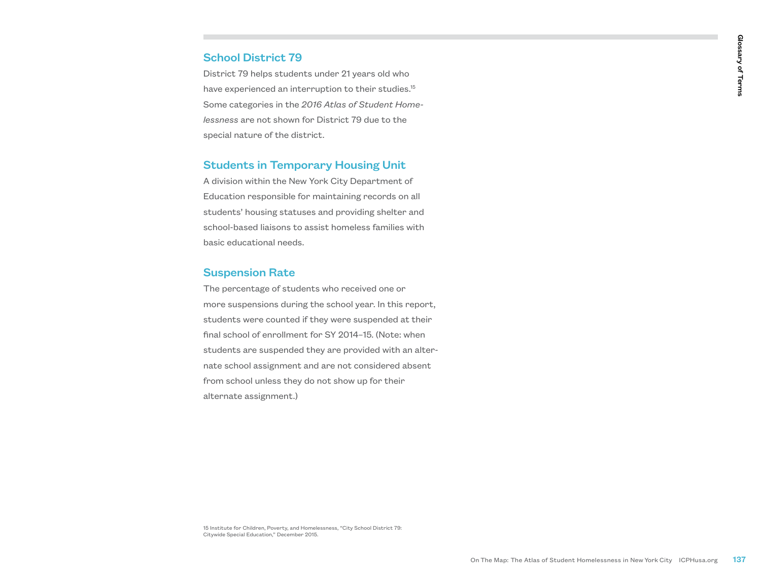## School District 79

District 79 helps students under 21 years old who have experienced an interruption to their studies.[15] Some categories in the *2016 Atlas of Student Homelessness* are not shown for District 79 due to the special nature of the district.

## Students in Temporary Housing Unit

A division within the New York City Department of Education responsible for maintaining records on all students' housing statuses and providing shelter and school-based liaisons to assist homeless families with basic educational needs.

## Suspension Rate

The percentage of students who received one or more suspensions during the school year. In this report, students were counted if they were suspended at their final school of enrollment for SY 2014–15. (Note: when students are suspended they are provided with an alternate school assignment and are not considered absent from school unless they do not show up for their alternate assignment.)

15 Institute for Children, Poverty, and Homelessness, "City School District 79: Citywide Special Education," December 2015.